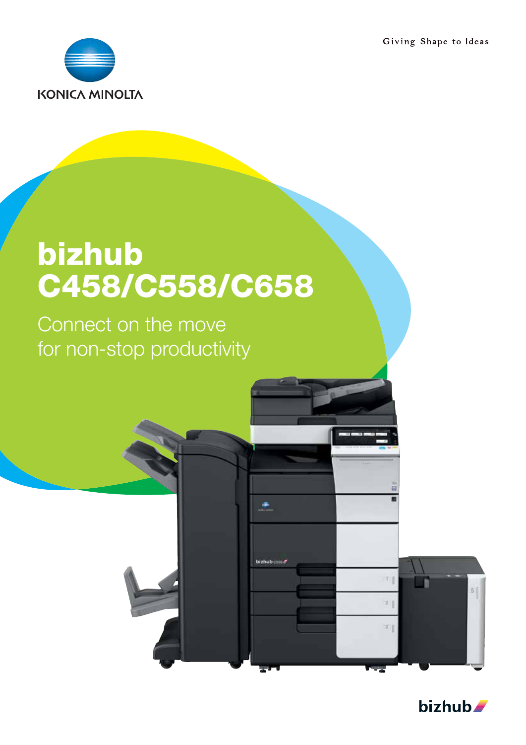KONICA MINOLTA

Giving Shape to Ideas

# bizhub C458/C558/C658

Connect on the move
for non-stop productivity

bizhub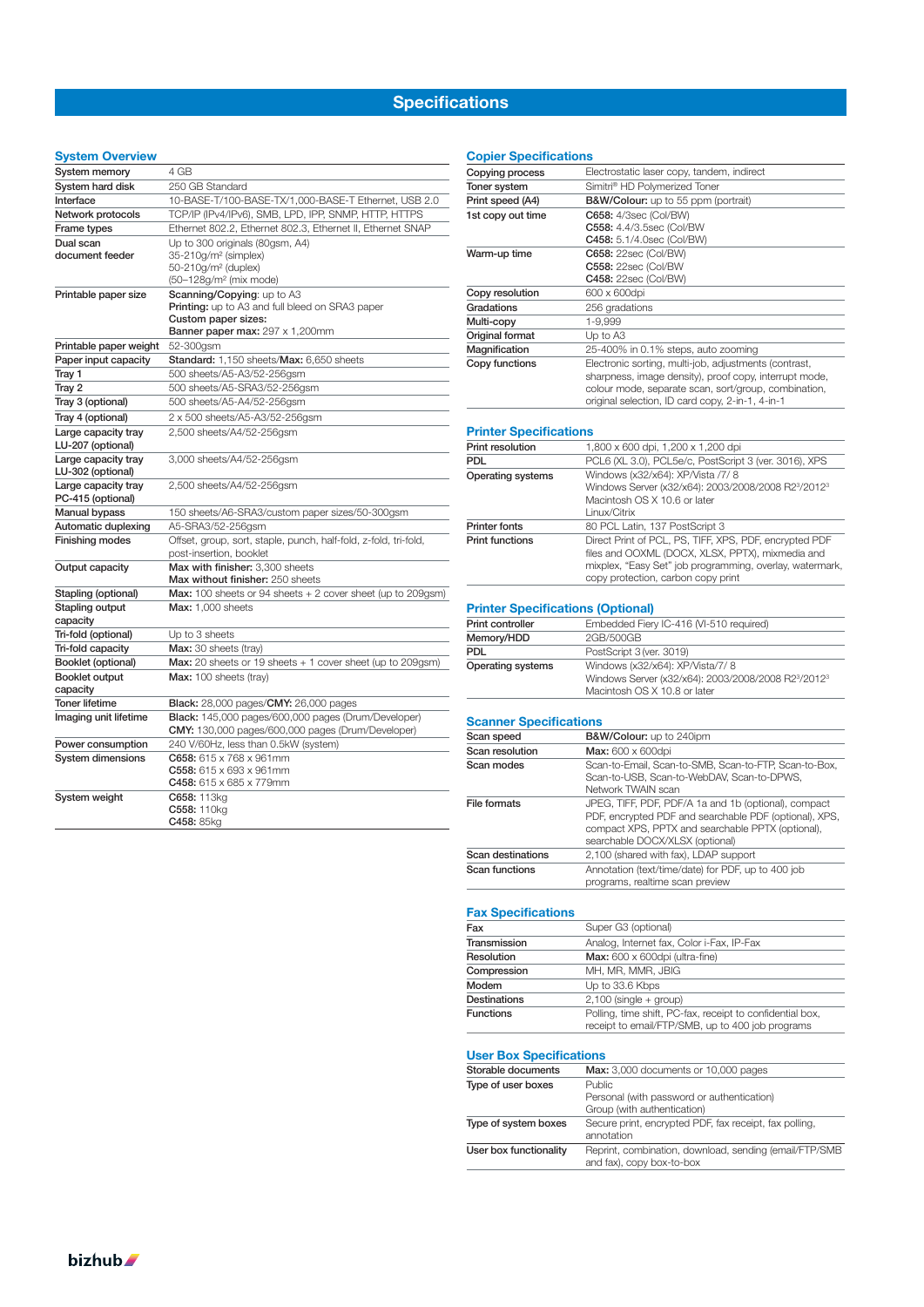# Specifications

## System Overview

| | |
|---|---|
| System memory | 4 GB |
| System hard disk | 250 GB Standard |
| Interface | 10-BASE-T/100-BASE-TX/1,000-BASE-T Ethernet, USB 2.0 |
| Network protocols | TCP/IP (IPv4/IPv6), SMB, LPD, IPP, SNMP, HTTP, HTTPS |
| Frame types | Ethernet 802.2, Ethernet 802.3, Ethernet II, Ethernet SNAP |
| Dual scan document feeder | Up to 300 originals (80gsm, A4)<br>35-210g/m² (simplex)<br>50-210g/m² (duplex)<br>(50–128g/m² (mix mode) |
| Printable paper size | **Scanning/Copying**: up to A3<br>**Printing:** up to A3 and full bleed on SRA3 paper<br>**Custom paper sizes:**<br>**Banner paper max:** 297 x 1,200mm |
| Printable paper weight | 52-300gsm |
| Paper input capacity | **Standard:** 1,150 sheets/**Max:** 6,650 sheets |
| Tray 1 | 500 sheets/A5-A3/52-256gsm |
| Tray 2 | 500 sheets/A5-SRA3/52-256gsm |
| Tray 3 (optional) | 500 sheets/A5-A4/52-256gsm |
| Tray 4 (optional) | 2 x 500 sheets/A5-A3/52-256gsm |
| Large capacity tray LU-207 (optional) | 2,500 sheets/A4/52-256gsm |
| Large capacity tray LU-302 (optional) | 3,000 sheets/A4/52-256gsm |
| Large capacity tray PC-415 (optional) | 2,500 sheets/A4/52-256gsm |
| Manual bypass | 150 sheets/A6-SRA3/custom paper sizes/50-300gsm |
| Automatic duplexing | A5-SRA3/52-256gsm |
| Finishing modes | Offset, group, sort, staple, punch, half-fold, z-fold, tri-fold, post-insertion, booklet |
| Output capacity | **Max with finisher:** 3,300 sheets<br>**Max without finisher:** 250 sheets |
| Stapling (optional) | **Max:** 100 sheets or 94 sheets + 2 cover sheet (up to 209gsm) |
| Stapling output capacity | **Max:** 1,000 sheets |
| Tri-fold (optional) | Up to 3 sheets |
| Tri-fold capacity | **Max:** 30 sheets (tray) |
| Booklet (optional) | **Max:** 20 sheets or 19 sheets + 1 cover sheet (up to 209gsm) |
| Booklet output capacity | **Max:** 100 sheets (tray) |
| Toner lifetime | **Black:** 28,000 pages/**CMY:** 26,000 pages |
| Imaging unit lifetime | **Black:** 145,000 pages/600,000 pages (Drum/Developer)<br>**CMY:** 130,000 pages/600,000 pages (Drum/Developer) |
| Power consumption | 240 V/60Hz, less than 0.5kW (system) |
| System dimensions | **C658:** 615 x 768 x 961mm<br>**C558:** 615 x 693 x 961mm<br>**C458:** 615 x 685 x 779mm |
| System weight | **C658:** 113kg<br>**C558:** 110kg<br>**C458:** 85kg |

## Copier Specifications

| | |
|---|---|
| Copying process | Electrostatic laser copy, tandem, indirect |
| Toner system | Simitri® HD Polymerized Toner |
| Print speed (A4) | **B&W/Colour:** up to 55 ppm (portrait) |
| 1st copy out time | **C658:** 4/3sec (Col/BW)<br>**C558:** 4.4/3.5sec (Col/BW<br>**C458:** 5.1/4.0sec (Col/BW) |
| Warm-up time | **C658:** 22sec (Col/BW)<br>**C558:** 22sec (Col/BW<br>**C458:** 22sec (Col/BW) |
| Copy resolution | 600 x 600dpi |
| Gradations | 256 gradations |
| Multi-copy | 1-9,999 |
| Original format | Up to A3 |
| Magnification | 25-400% in 0.1% steps, auto zooming |
| Copy functions | Electronic sorting, multi-job, adjustments (contrast, sharpness, image density), proof copy, interrupt mode, colour mode, separate scan, sort/group, combination, original selection, ID card copy, 2-in-1, 4-in-1 |

## Printer Specifications

| | |
|---|---|
| Print resolution | 1,800 x 600 dpi, 1,200 x 1,200 dpi |
| PDL | PCL6 (XL 3.0), PCL5e/c, PostScript 3 (ver. 3016), XPS |
| Operating systems | Windows (x32/x64): XP/Vista /7/ 8<br>Windows Server (x32/x64): 2003/2008/2008 R2³/2012³<br>Macintosh OS X 10.6 or later<br>Linux/Citrix |
| Printer fonts | 80 PCL Latin, 137 PostScript 3 |
| Print functions | Direct Print of PCL, PS, TIFF, XPS, PDF, encrypted PDF files and OOXML (DOCX, XLSX, PPTX), mixmedia and mixplex, "Easy Set" job programming, overlay, watermark, copy protection, carbon copy print |

## Printer Specifications (Optional)

| | |
|---|---|
| Print controller | Embedded Fiery IC-416 (VI-510 required) |
| Memory/HDD | 2GB/500GB |
| PDL | PostScript 3 (ver. 3019) |
| Operating systems | Windows (x32/x64): XP/Vista/7/ 8<br>Windows Server (x32/x64): 2003/2008/2008 R2³/2012³<br>Macintosh OS X 10.8 or later |

## Scanner Specifications

| | |
|---|---|
| Scan speed | **B&W/Colour:** up to 240ipm |
| Scan resolution | **Max:** 600 x 600dpi |
| Scan modes | Scan-to-Email, Scan-to-SMB, Scan-to-FTP, Scan-to-Box, Scan-to-USB, Scan-to-WebDAV, Scan-to-DPWS, Network TWAIN scan |
| File formats | JPEG, TIFF, PDF, PDF/A 1a and 1b (optional), compact PDF, encrypted PDF and searchable PDF (optional), XPS, compact XPS, PPTX and searchable PPTX (optional), searchable DOCX/XLSX (optional) |
| Scan destinations | 2,100 (shared with fax), LDAP support |
| Scan functions | Annotation (text/time/date) for PDF, up to 400 job programs, realtime scan preview |

## Fax Specifications

| | |
|---|---|
| Fax | Super G3 (optional) |
| Transmission | Analog, Internet fax, Color i-Fax, IP-Fax |
| Resolution | **Max:** 600 x 600dpi (ultra-fine) |
| Compression | MH, MR, MMR, JBIG |
| Modem | Up to 33.6 Kbps |
| Destinations | 2,100 (single + group) |
| Functions | Polling, time shift, PC-fax, receipt to confidential box, receipt to email/FTP/SMB, up to 400 job programs |

## User Box Specifications

| | |
|---|---|
| Storable documents | **Max:** 3,000 documents or 10,000 pages |
| Type of user boxes | Public<br>Personal (with password or authentication)<br>Group (with authentication) |
| Type of system boxes | Secure print, encrypted PDF, fax receipt, fax polling, annotation |
| User box functionality | Reprint, combination, download, sending (email/FTP/SMB and fax), copy box-to-box |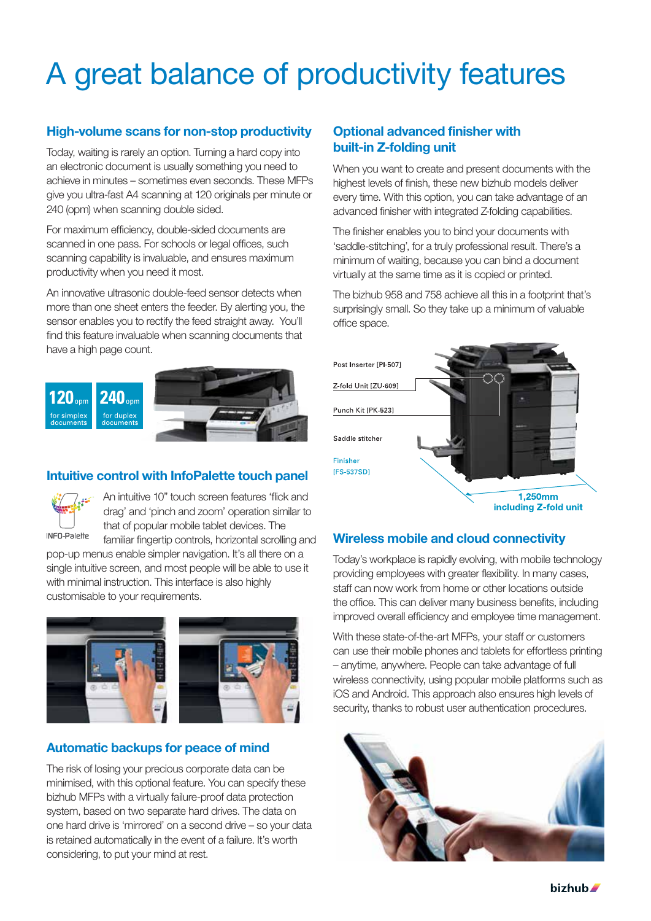# A great balance of productivity features

## High-volume scans for non-stop productivity

Today, waiting is rarely an option. Turning a hard copy into an electronic document is usually something you need to achieve in minutes – sometimes even seconds. These MFPs give you ultra-fast A4 scanning at 120 originals per minute or 240 (opm) when scanning double sided.

For maximum efficiency, double-sided documents are scanned in one pass. For schools or legal offices, such scanning capability is invaluable, and ensures maximum productivity when you need it most.

An innovative ultrasonic double-feed sensor detects when more than one sheet enters the feeder. By alerting you, the sensor enables you to rectify the feed straight away. You'll find this feature invaluable when scanning documents that have a high page count.

**120** opm for simplex documents

**240** opm for duplex documents

## Intuitive control with InfoPalette touch panel

INFO-Palette

An intuitive 10" touch screen features 'flick and drag' and 'pinch and zoom' operation similar to that of popular mobile tablet devices. The familiar fingertip controls, horizontal scrolling and pop-up menus enable simpler navigation. It's all there on a single intuitive screen, and most people will be able to use it with minimal instruction. This interface is also highly customisable to your requirements.

## Automatic backups for peace of mind

The risk of losing your precious corporate data can be minimised, with this optional feature. You can specify these bizhub MFPs with a virtually failure-proof data protection system, based on two separate hard drives. The data on one hard drive is 'mirrored' on a second drive – so your data is retained automatically in the event of a failure. It's worth considering, to put your mind at rest.

## Optional advanced finisher with built-in Z-folding unit

When you want to create and present documents with the highest levels of finish, these new bizhub models deliver every time. With this option, you can take advantage of an advanced finisher with integrated Z-folding capabilities.

The finisher enables you to bind your documents with 'saddle-stitching', for a truly professional result. There's a minimum of waiting, because you can bind a document virtually at the same time as it is copied or printed.

The bizhub 958 and 758 achieve all this in a footprint that's surprisingly small. So they take up a minimum of valuable office space.

Post Inserter [PI-507]

Z-fold Unit [ZU-609]

Punch Kit [PK-523]

Saddle stitcher

Finisher [FS-537SD]

1,250mm including Z-fold unit

## Wireless mobile and cloud connectivity

Today's workplace is rapidly evolving, with mobile technology providing employees with greater flexibility. In many cases, staff can now work from home or other locations outside the office. This can deliver many business benefits, including improved overall efficiency and employee time management.

With these state-of-the-art MFPs, your staff or customers can use their mobile phones and tablets for effortless printing – anytime, anywhere. People can take advantage of full wireless connectivity, using popular mobile platforms such as iOS and Android. This approach also ensures high levels of security, thanks to robust user authentication procedures.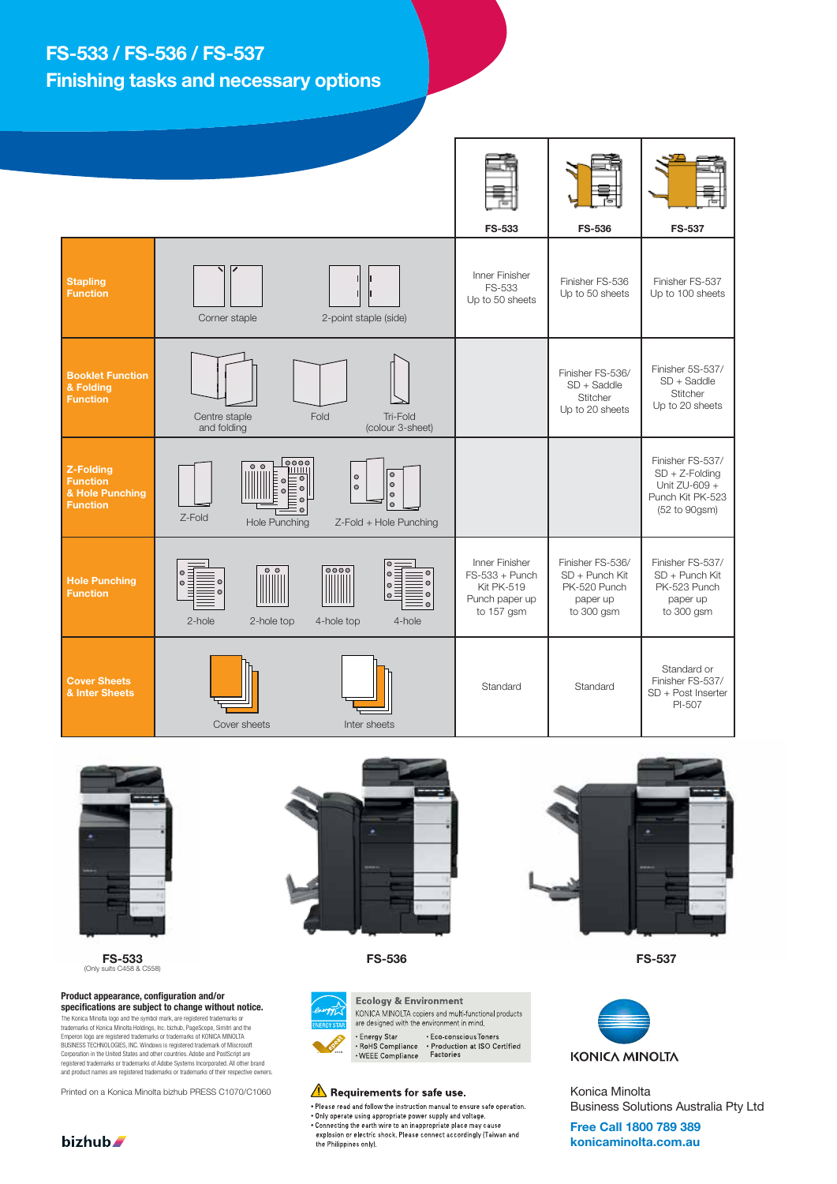# FS-533 / FS-536 / FS-537

## Finishing tasks and necessary options

| | | FS-533 | FS-536 | FS-537 |
|---|---|---|---|---|
| **Stapling Function** | Corner staple, 2-point staple (side) | Inner Finisher FS-533 Up to 50 sheets | Finisher FS-536 Up to 50 sheets | Finisher FS-537 Up to 100 sheets |
| **Booklet Function & Folding Function** | Centre staple and folding, Fold, Tri-Fold (colour 3-sheet) | | Finisher FS-536/ SD + Saddle Stitcher Up to 20 sheets | Finisher 5S-537/ SD + Saddle Stitcher Up to 20 sheets |
| **Z-Folding Function & Hole Punching Function** | Z-Fold, Hole Punching, Z-Fold + Hole Punching | | | Finisher FS-537/ SD + Z-Folding Unit ZU-609 + Punch Kit PK-523 (52 to 90gsm) |
| **Hole Punching Function** | 2-hole, 2-hole top, 4-hole top, 4-hole | Inner Finisher FS-533 + Punch Kit PK-519 Punch paper up to 157 gsm | Finisher FS-536/ SD + Punch Kit PK-520 Punch paper up to 300 gsm | Finisher FS-537/ SD + Punch Kit PK-523 Punch paper up to 300 gsm |
| **Cover Sheets & Inter Sheets** | Cover sheets, Inter sheets | Standard | Standard | Standard or Finisher FS-537/ SD + Post Inserter PI-507 |

**FS-533**
(Only suits C458 & C558)

**FS-536**

**FS-537**

**Product appearance, configuration and/or specifications are subject to change without notice.**
The Konica Minolta logo and the symbol mark, are registered trademarks or trademarks of Konica Minolta Holdings, Inc. bizhub, PageScope, Simitri and the Emperon logo are registered trademarks or trademarks of KONICA MINOLTA BUSINESS TECHNOLOGIES, INC. Windows is registered trademark of Miscrosoft Corporation in the United States and other countries. Adobe and PostScript are registered trademarks or trademarks of Adobe Systems Incorporated. All other brand and product names are registered trademarks or trademarks of their respective owners.

Printed on a Konica Minolta bizhub PRESS C1070/C1060

**Ecology & Environment**
KONICA MINOLTA copiers and multi-functional products are designed with the environment in mind.
- Energy Star
- RoHS Compliance
- WEEE Compliance
- Eco-conscious Toners
- Production at ISO Certified Factories

**Requirements for safe use.**
- Please read and follow the instruction manual to ensure safe operation.
- Only operate using appropriate power supply and voltage.
- Connecting the earth wire to an inappropriate place may cause explosion or electric shock. Please connect accordingly (Taiwan and the Philippines only).

KONICA MINOLTA

Konica Minolta
Business Solutions Australia Pty Ltd

**Free Call 1800 789 389**
**konicaminolta.com.au**

bizhub